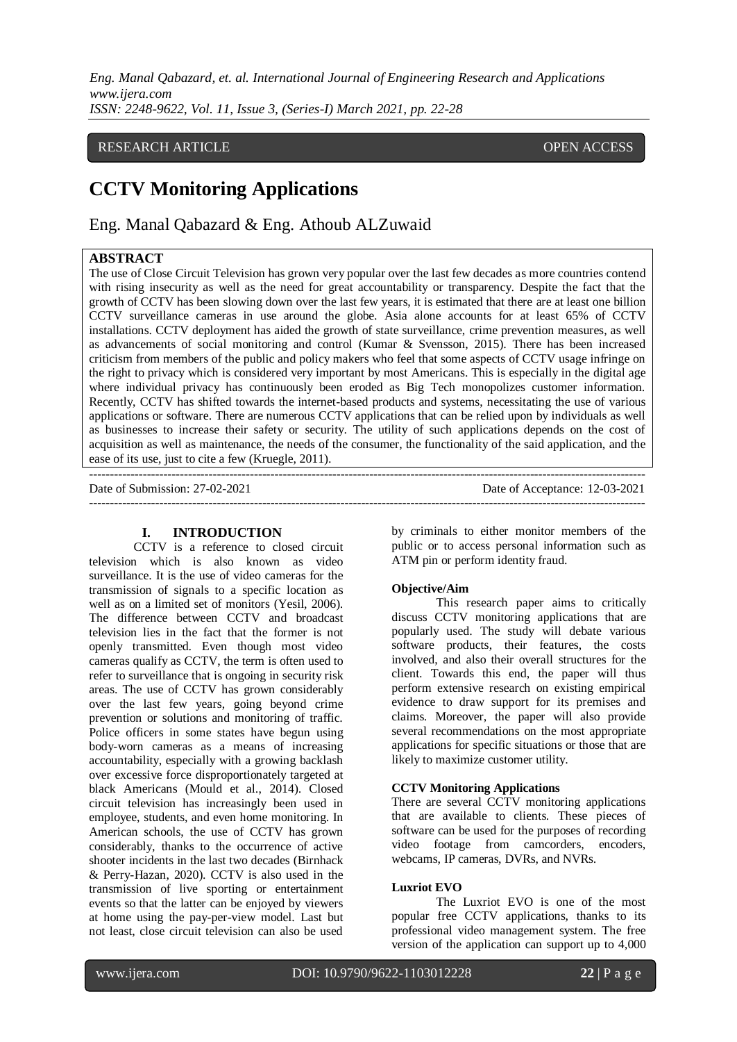RESEARCH ARTICLE OPEN ACCESS

# CCTV Monitoring Applications

Eng. Manal Qabazard & Eng. Athoub ALZuwaid

## ABSTRACT

The use of Close Circuit Television has grown very popular over the last few decades as more countries contend with rising insecurity as well as the need for great accountability or transparency. Despite the fact that the growth of CCTV has been slowing down over the last few years, it is estimated that there are at least one billion CCTV surveillance cameras in use around the globe. Asia alone accounts for at least 65% of CCTV installations. CCTV deployment has aided the growth of state surveillance, crime prevention measures, as well as advancements of social monitoring and control (Kumar & Svensson, 2015). There has been increased criticism from members of the public and policy makers who feel that some aspects of CCTV usage infringe on the right to privacy which is considered very important by most Americans. This is especially in the digital age where individual privacy has continuously been eroded as Big Tech monopolizes customer information. Recently, CCTV has shifted towards the internet-based products and systems, necessitating the use of various applications or software. There are numerous CCTV applications that can be relied upon by individuals as well as businesses to increase their safety or security. The utility of such applications depends on the cost of acquisition as well as maintenance, the needs of the consumer, the functionality of the said application, and the ease of its use, just to cite a few (Kruegle, 2011).

---

Date of Submission: 27-02-2021 Date of Acceptance: 12-03-2021

---

## I. INTRODUCTION

CCTV is a reference to closed circuit television which is also known as video surveillance. It is the use of video cameras for the transmission of signals to a specific location as well as on a limited set of monitors (Yesil, 2006). The difference between CCTV and broadcast television lies in the fact that the former is not openly transmitted. Even though most video cameras qualify as CCTV, the term is often used to refer to surveillance that is ongoing in security risk areas. The use of CCTV has grown considerably over the last few years, going beyond crime prevention or solutions and monitoring of traffic. Police officers in some states have begun using body-worn cameras as a means of increasing accountability, especially with a growing backlash over excessive force disproportionately targeted at black Americans (Mould et al., 2014). Closed circuit television has increasingly been used in employee, students, and even home monitoring. In American schools, the use of CCTV has grown considerably, thanks to the occurrence of active shooter incidents in the last two decades (Birnhack & Perry-Hazan, 2020). CCTV is also used in the transmission of live sporting or entertainment events so that the latter can be enjoyed by viewers at home using the pay-per-view model. Last but not least, close circuit television can also be used by criminals to either monitor members of the public or to access personal information such as ATM pin or perform identity fraud.

### Objective/Aim

This research paper aims to critically discuss CCTV monitoring applications that are popularly used. The study will debate various software products, their features, the costs involved, and also their overall structures for the client. Towards this end, the paper will thus perform extensive research on existing empirical evidence to draw support for its premises and claims. Moreover, the paper will also provide several recommendations on the most appropriate applications for specific situations or those that are likely to maximize customer utility.

### CCTV Monitoring Applications

There are several CCTV monitoring applications that are available to clients. These pieces of software can be used for the purposes of recording video footage from camcorders, encoders, webcams, IP cameras, DVRs, and NVRs.

### Luxriot EVO

The Luxriot EVO is one of the most popular free CCTV applications, thanks to its professional video management system. The free version of the application can support up to 4,000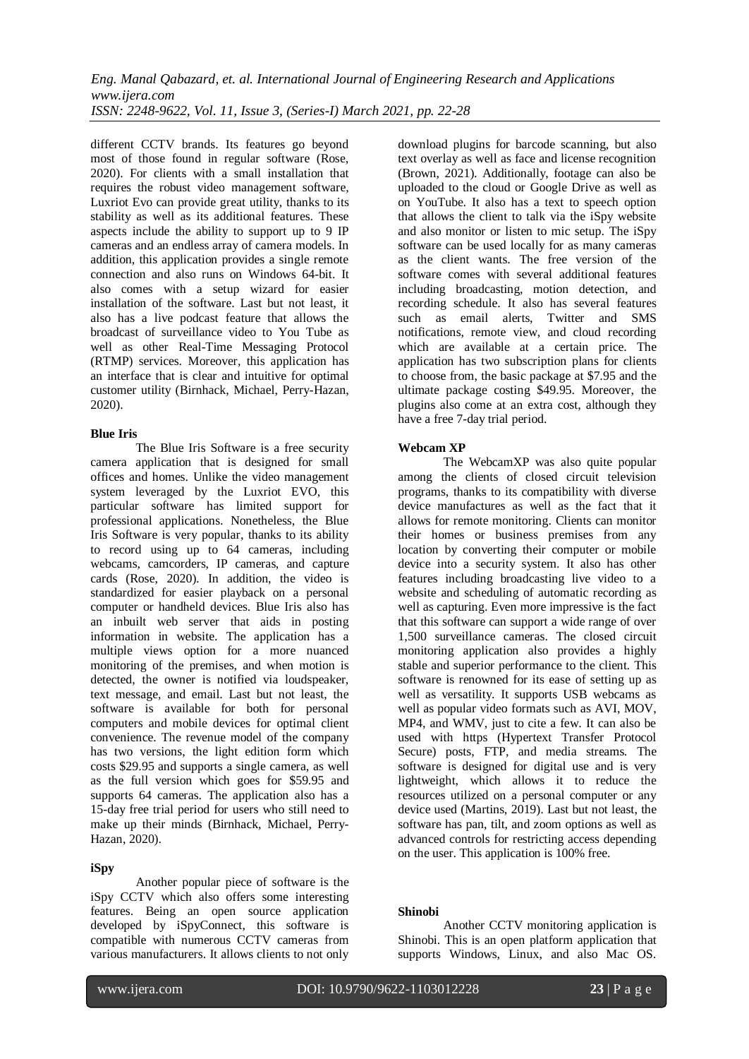different CCTV brands. Its features go beyond most of those found in regular software (Rose, 2020). For clients with a small installation that requires the robust video management software, Luxriot Evo can provide great utility, thanks to its stability as well as its additional features. These aspects include the ability to support up to 9 IP cameras and an endless array of camera models. In addition, this application provides a single remote connection and also runs on Windows 64-bit. It also comes with a setup wizard for easier installation of the software. Last but not least, it also has a live podcast feature that allows the broadcast of surveillance video to You Tube as well as other Real-Time Messaging Protocol (RTMP) services. Moreover, this application has an interface that is clear and intuitive for optimal customer utility (Birnhack, Michael, Perry-Hazan, 2020).

**Blue Iris**

The Blue Iris Software is a free security camera application that is designed for small offices and homes. Unlike the video management system leveraged by the Luxriot EVO, this particular software has limited support for professional applications. Nonetheless, the Blue Iris Software is very popular, thanks to its ability to record using up to 64 cameras, including webcams, camcorders, IP cameras, and capture cards (Rose, 2020). In addition, the video is standardized for easier playback on a personal computer or handheld devices. Blue Iris also has an inbuilt web server that aids in posting information in website. The application has a multiple views option for a more nuanced monitoring of the premises, and when motion is detected, the owner is notified via loudspeaker, text message, and email. Last but not least, the software is available for both for personal computers and mobile devices for optimal client convenience. The revenue model of the company has two versions, the light edition form which costs $29.95 and supports a single camera, as well as the full version which goes for $59.95 and supports 64 cameras. The application also has a 15-day free trial period for users who still need to make up their minds (Birnhack, Michael, Perry-Hazan, 2020).

**iSpy**

Another popular piece of software is the iSpy CCTV which also offers some interesting features. Being an open source application developed by iSpyConnect, this software is compatible with numerous CCTV cameras from various manufacturers. It allows clients to not only download plugins for barcode scanning, but also text overlay as well as face and license recognition (Brown, 2021). Additionally, footage can also be uploaded to the cloud or Google Drive as well as on YouTube. It also has a text to speech option that allows the client to talk via the iSpy website and also monitor or listen to mic setup. The iSpy software can be used locally for as many cameras as the client wants. The free version of the software comes with several additional features including broadcasting, motion detection, and recording schedule. It also has several features such as email alerts, Twitter and SMS notifications, remote view, and cloud recording which are available at a certain price. The application has two subscription plans for clients to choose from, the basic package at $7.95 and the ultimate package costing $49.95. Moreover, the plugins also come at an extra cost, although they have a free 7-day trial period.

**Webcam XP**

The WebcamXP was also quite popular among the clients of closed circuit television programs, thanks to its compatibility with diverse device manufactures as well as the fact that it allows for remote monitoring. Clients can monitor their homes or business premises from any location by converting their computer or mobile device into a security system. It also has other features including broadcasting live video to a website and scheduling of automatic recording as well as capturing. Even more impressive is the fact that this software can support a wide range of over 1,500 surveillance cameras. The closed circuit monitoring application also provides a highly stable and superior performance to the client. This software is renowned for its ease of setting up as well as versatility. It supports USB webcams as well as popular video formats such as AVI, MOV, MP4, and WMV, just to cite a few. It can also be used with https (Hypertext Transfer Protocol Secure) posts, FTP, and media streams. The software is designed for digital use and is very lightweight, which allows it to reduce the resources utilized on a personal computer or any device used (Martins, 2019). Last but not least, the software has pan, tilt, and zoom options as well as advanced controls for restricting access depending on the user. This application is 100% free.

**Shinobi**

Another CCTV monitoring application is Shinobi. This is an open platform application that supports Windows, Linux, and also Mac OS.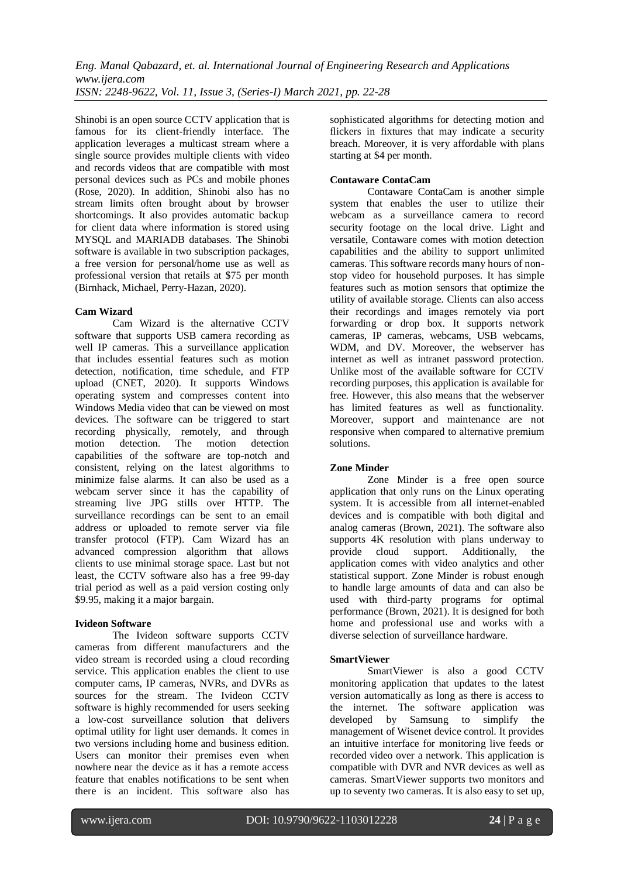Shinobi is an open source CCTV application that is famous for its client-friendly interface. The application leverages a multicast stream where a single source provides multiple clients with video and records videos that are compatible with most personal devices such as PCs and mobile phones (Rose, 2020). In addition, Shinobi also has no stream limits often brought about by browser shortcomings. It also provides automatic backup for client data where information is stored using MYSQL and MARIADB databases. The Shinobi software is available in two subscription packages, a free version for personal/home use as well as professional version that retails at $75 per month (Birnhack, Michael, Perry-Hazan, 2020).

**Cam Wizard**

Cam Wizard is the alternative CCTV software that supports USB camera recording as well IP cameras. This a surveillance application that includes essential features such as motion detection, notification, time schedule, and FTP upload (CNET, 2020). It supports Windows operating system and compresses content into Windows Media video that can be viewed on most devices. The software can be triggered to start recording physically, remotely, and through motion detection. The motion detection capabilities of the software are top-notch and consistent, relying on the latest algorithms to minimize false alarms. It can also be used as a webcam server since it has the capability of streaming live JPG stills over HTTP. The surveillance recordings can be sent to an email address or uploaded to remote server via file transfer protocol (FTP). Cam Wizard has an advanced compression algorithm that allows clients to use minimal storage space. Last but not least, the CCTV software also has a free 99-day trial period as well as a paid version costing only $9.95, making it a major bargain.

**Ivideon Software**

The Ivideon software supports CCTV cameras from different manufacturers and the video stream is recorded using a cloud recording service. This application enables the client to use computer cams, IP cameras, NVRs, and DVRs as sources for the stream. The Ivideon CCTV software is highly recommended for users seeking a low-cost surveillance solution that delivers optimal utility for light user demands. It comes in two versions including home and business edition. Users can monitor their premises even when nowhere near the device as it has a remote access feature that enables notifications to be sent when there is an incident. This software also has sophisticated algorithms for detecting motion and flickers in fixtures that may indicate a security breach. Moreover, it is very affordable with plans starting at $4 per month.

**Contaware ContaCam**

Contaware ContaCam is another simple system that enables the user to utilize their webcam as a surveillance camera to record security footage on the local drive. Light and versatile, Contaware comes with motion detection capabilities and the ability to support unlimited cameras. This software records many hours of non-stop video for household purposes. It has simple features such as motion sensors that optimize the utility of available storage. Clients can also access their recordings and images remotely via port forwarding or drop box. It supports network cameras, IP cameras, webcams, USB webcams, WDM, and DV. Moreover, the webserver has internet as well as intranet password protection. Unlike most of the available software for CCTV recording purposes, this application is available for free. However, this also means that the webserver has limited features as well as functionality. Moreover, support and maintenance are not responsive when compared to alternative premium solutions.

**Zone Minder**

Zone Minder is a free open source application that only runs on the Linux operating system. It is accessible from all internet-enabled devices and is compatible with both digital and analog cameras (Brown, 2021). The software also supports 4K resolution with plans underway to provide cloud support. Additionally, the application comes with video analytics and other statistical support. Zone Minder is robust enough to handle large amounts of data and can also be used with third-party programs for optimal performance (Brown, 2021). It is designed for both home and professional use and works with a diverse selection of surveillance hardware.

**SmartViewer**

SmartViewer is also a good CCTV monitoring application that updates to the latest version automatically as long as there is access to the internet. The software application was developed by Samsung to simplify the management of Wisenet device control. It provides an intuitive interface for monitoring live feeds or recorded video over a network. This application is compatible with DVR and NVR devices as well as cameras. SmartViewer supports two monitors and up to seventy two cameras. It is also easy to set up,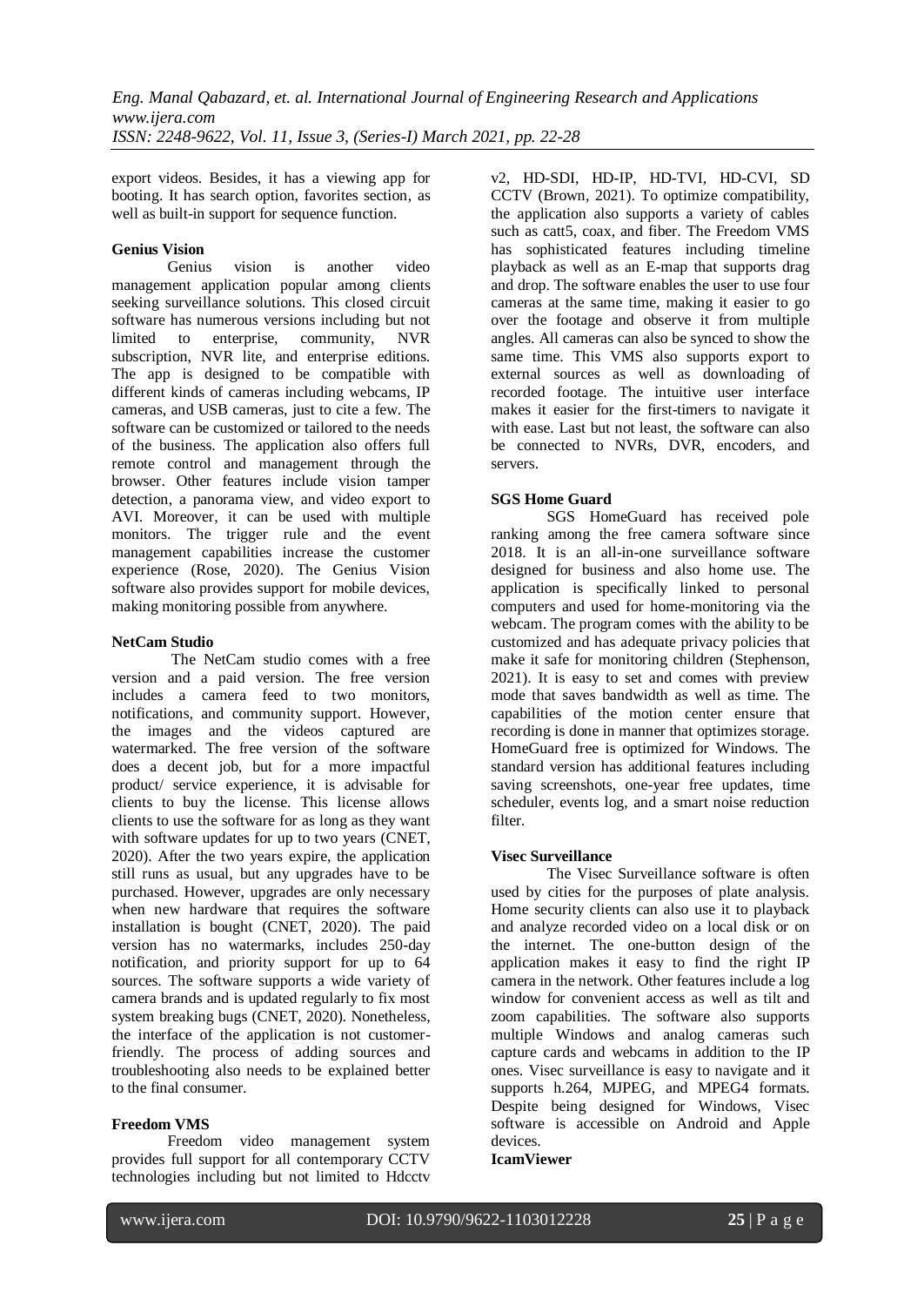export videos. Besides, it has a viewing app for booting. It has search option, favorites section, as well as built-in support for sequence function.

**Genius Vision**

Genius vision is another video management application popular among clients seeking surveillance solutions. This closed circuit software has numerous versions including but not limited to enterprise, community, NVR subscription, NVR lite, and enterprise editions. The app is designed to be compatible with different kinds of cameras including webcams, IP cameras, and USB cameras, just to cite a few. The software can be customized or tailored to the needs of the business. The application also offers full remote control and management through the browser. Other features include vision tamper detection, a panorama view, and video export to AVI. Moreover, it can be used with multiple monitors. The trigger rule and the event management capabilities increase the customer experience (Rose, 2020). The Genius Vision software also provides support for mobile devices, making monitoring possible from anywhere.

**NetCam Studio**

The NetCam studio comes with a free version and a paid version. The free version includes a camera feed to two monitors, notifications, and community support. However, the images and the videos captured are watermarked. The free version of the software does a decent job, but for a more impactful product/ service experience, it is advisable for clients to buy the license. This license allows clients to use the software for as long as they want with software updates for up to two years (CNET, 2020). After the two years expire, the application still runs as usual, but any upgrades have to be purchased. However, upgrades are only necessary when new hardware that requires the software installation is bought (CNET, 2020). The paid version has no watermarks, includes 250-day notification, and priority support for up to 64 sources. The software supports a wide variety of camera brands and is updated regularly to fix most system breaking bugs (CNET, 2020). Nonetheless, the interface of the application is not customer-friendly. The process of adding sources and troubleshooting also needs to be explained better to the final consumer.

**Freedom VMS**

Freedom video management system provides full support for all contemporary CCTV technologies including but not limited to Hdcctv v2, HD-SDI, HD-IP, HD-TVI, HD-CVI, SD CCTV (Brown, 2021). To optimize compatibility, the application also supports a variety of cables such as catt5, coax, and fiber. The Freedom VMS has sophisticated features including timeline playback as well as an E-map that supports drag and drop. The software enables the user to use four cameras at the same time, making it easier to go over the footage and observe it from multiple angles. All cameras can also be synced to show the same time. This VMS also supports export to external sources as well as downloading of recorded footage. The intuitive user interface makes it easier for the first-timers to navigate it with ease. Last but not least, the software can also be connected to NVRs, DVR, encoders, and servers.

**SGS Home Guard**

SGS HomeGuard has received pole ranking among the free camera software since 2018. It is an all-in-one surveillance software designed for business and also home use. The application is specifically linked to personal computers and used for home-monitoring via the webcam. The program comes with the ability to be customized and has adequate privacy policies that make it safe for monitoring children (Stephenson, 2021). It is easy to set and comes with preview mode that saves bandwidth as well as time. The capabilities of the motion center ensure that recording is done in manner that optimizes storage. HomeGuard free is optimized for Windows. The standard version has additional features including saving screenshots, one-year free updates, time scheduler, events log, and a smart noise reduction filter.

**Visec Surveillance**

The Visec Surveillance software is often used by cities for the purposes of plate analysis. Home security clients can also use it to playback and analyze recorded video on a local disk or on the internet. The one-button design of the application makes it easy to find the right IP camera in the network. Other features include a log window for convenient access as well as tilt and zoom capabilities. The software also supports multiple Windows and analog cameras such capture cards and webcams in addition to the IP ones. Visec surveillance is easy to navigate and it supports h.264, MJPEG, and MPEG4 formats. Despite being designed for Windows, Visec software is accessible on Android and Apple devices.

**IcamViewer**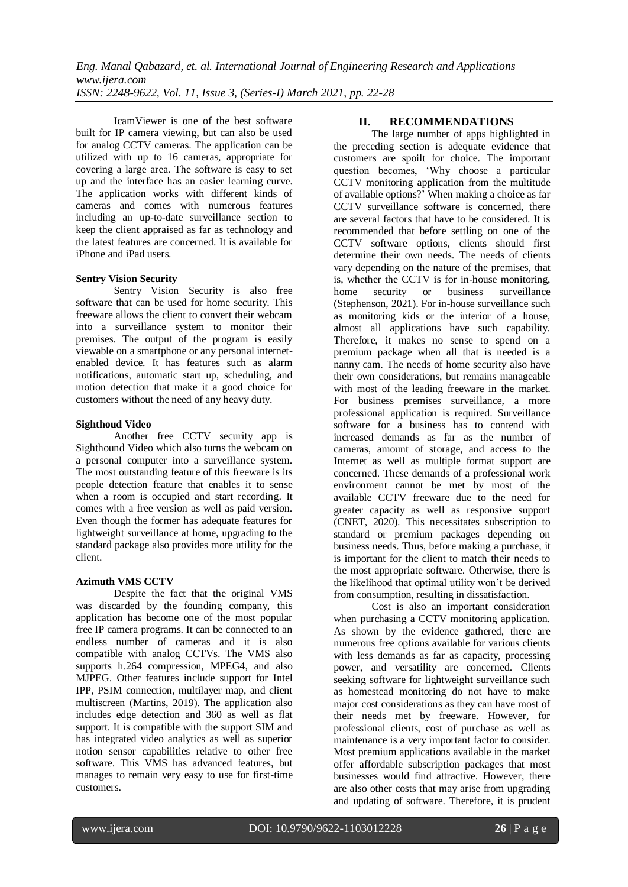IcamViewer is one of the best software built for IP camera viewing, but can also be used for analog CCTV cameras. The application can be utilized with up to 16 cameras, appropriate for covering a large area. The software is easy to set up and the interface has an easier learning curve. The application works with different kinds of cameras and comes with numerous features including an up-to-date surveillance section to keep the client appraised as far as technology and the latest features are concerned. It is available for iPhone and iPad users.

**Sentry Vision Security**

Sentry Vision Security is also free software that can be used for home security. This freeware allows the client to convert their webcam into a surveillance system to monitor their premises. The output of the program is easily viewable on a smartphone or any personal internet-enabled device. It has features such as alarm notifications, automatic start up, scheduling, and motion detection that make it a good choice for customers without the need of any heavy duty.

**Sighthoud Video**

Another free CCTV security app is Sighthound Video which also turns the webcam on a personal computer into a surveillance system. The most outstanding feature of this freeware is its people detection feature that enables it to sense when a room is occupied and start recording. It comes with a free version as well as paid version. Even though the former has adequate features for lightweight surveillance at home, upgrading to the standard package also provides more utility for the client.

**Azimuth VMS CCTV**

Despite the fact that the original VMS was discarded by the founding company, this application has become one of the most popular free IP camera programs. It can be connected to an endless number of cameras and it is also compatible with analog CCTVs. The VMS also supports h.264 compression, MPEG4, and also MJPEG. Other features include support for Intel IPP, PSIM connection, multilayer map, and client multiscreen (Martins, 2019). The application also includes edge detection and 360 as well as flat support. It is compatible with the support SIM and has integrated video analytics as well as superior notion sensor capabilities relative to other free software. This VMS has advanced features, but manages to remain very easy to use for first-time customers.

## II. RECOMMENDATIONS

The large number of apps highlighted in the preceding section is adequate evidence that customers are spoilt for choice. The important question becomes, 'Why choose a particular CCTV monitoring application from the multitude of available options?' When making a choice as far CCTV surveillance software is concerned, there are several factors that have to be considered. It is recommended that before settling on one of the CCTV software options, clients should first determine their own needs. The needs of clients vary depending on the nature of the premises, that is, whether the CCTV is for in-house monitoring, home security or business surveillance (Stephenson, 2021). For in-house surveillance such as monitoring kids or the interior of a house, almost all applications have such capability. Therefore, it makes no sense to spend on a premium package when all that is needed is a nanny cam. The needs of home security also have their own considerations, but remains manageable with most of the leading freeware in the market. For business premises surveillance, a more professional application is required. Surveillance software for a business has to contend with increased demands as far as the number of cameras, amount of storage, and access to the Internet as well as multiple format support are concerned. These demands of a professional work environment cannot be met by most of the available CCTV freeware due to the need for greater capacity as well as responsive support (CNET, 2020). This necessitates subscription to standard or premium packages depending on business needs. Thus, before making a purchase, it is important for the client to match their needs to the most appropriate software. Otherwise, there is the likelihood that optimal utility won't be derived from consumption, resulting in dissatisfaction.

Cost is also an important consideration when purchasing a CCTV monitoring application. As shown by the evidence gathered, there are numerous free options available for various clients with less demands as far as capacity, processing power, and versatility are concerned. Clients seeking software for lightweight surveillance such as homestead monitoring do not have to make major cost considerations as they can have most of their needs met by freeware. However, for professional clients, cost of purchase as well as maintenance is a very important factor to consider. Most premium applications available in the market offer affordable subscription packages that most businesses would find attractive. However, there are also other costs that may arise from upgrading and updating of software. Therefore, it is prudent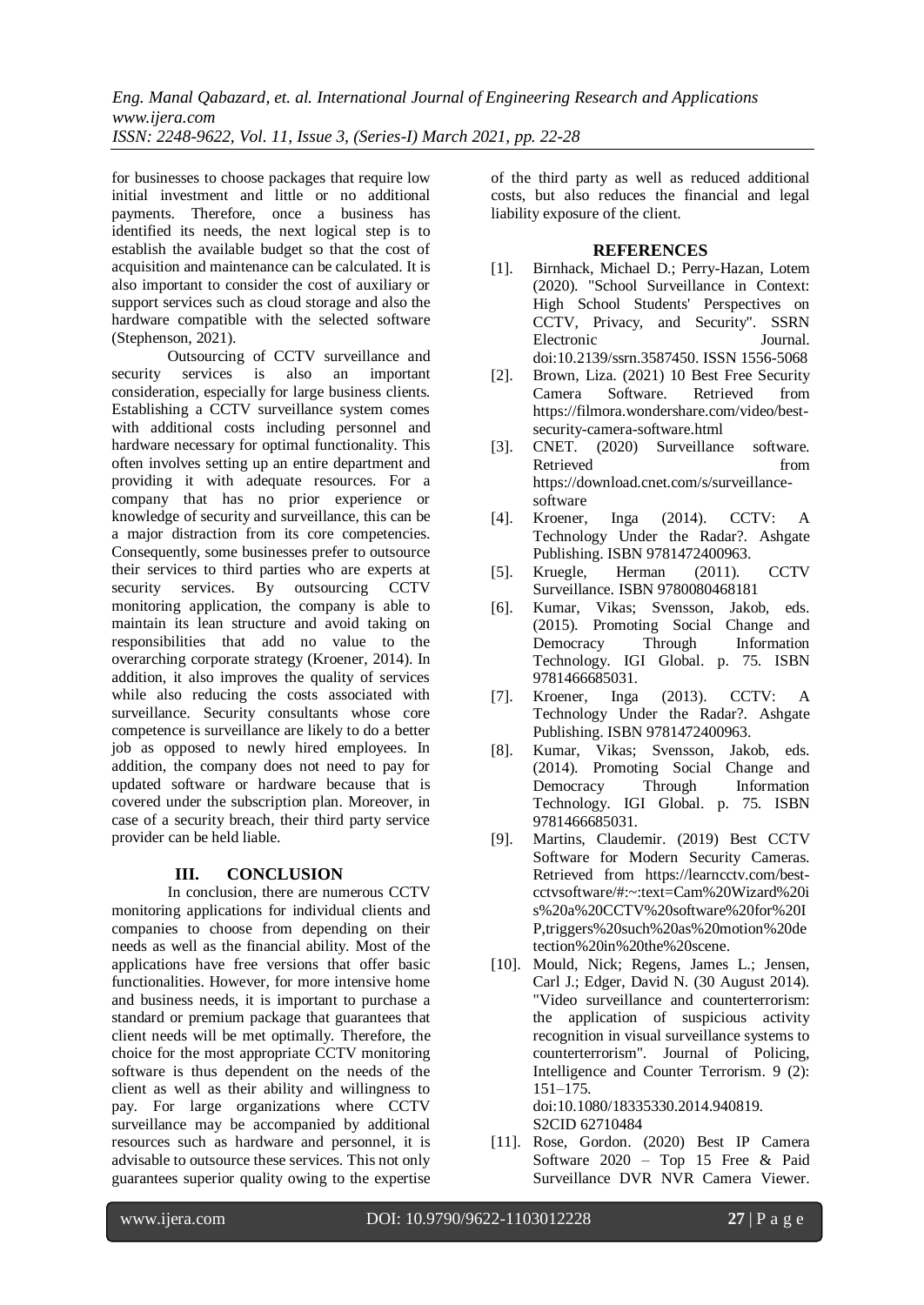for businesses to choose packages that require low initial investment and little or no additional payments. Therefore, once a business has identified its needs, the next logical step is to establish the available budget so that the cost of acquisition and maintenance can be calculated. It is also important to consider the cost of auxiliary or support services such as cloud storage and also the hardware compatible with the selected software (Stephenson, 2021).

Outsourcing of CCTV surveillance and security services is also an important consideration, especially for large business clients. Establishing a CCTV surveillance system comes with additional costs including personnel and hardware necessary for optimal functionality. This often involves setting up an entire department and providing it with adequate resources. For a company that has no prior experience or knowledge of security and surveillance, this can be a major distraction from its core competencies. Consequently, some businesses prefer to outsource their services to third parties who are experts at security services. By outsourcing CCTV monitoring application, the company is able to maintain its lean structure and avoid taking on responsibilities that add no value to the overarching corporate strategy (Kroener, 2014). In addition, it also improves the quality of services while also reducing the costs associated with surveillance. Security consultants whose core competence is surveillance are likely to do a better job as opposed to newly hired employees. In addition, the company does not need to pay for updated software or hardware because that is covered under the subscription plan. Moreover, in case of a security breach, their third party service provider can be held liable.

## III. CONCLUSION

In conclusion, there are numerous CCTV monitoring applications for individual clients and companies to choose from depending on their needs as well as the financial ability. Most of the applications have free versions that offer basic functionalities. However, for more intensive home and business needs, it is important to purchase a standard or premium package that guarantees that client needs will be met optimally. Therefore, the choice for the most appropriate CCTV monitoring software is thus dependent on the needs of the client as well as their ability and willingness to pay. For large organizations where CCTV surveillance may be accompanied by additional resources such as hardware and personnel, it is advisable to outsource these services. This not only guarantees superior quality owing to the expertise of the third party as well as reduced additional costs, but also reduces the financial and legal liability exposure of the client.

## REFERENCES

[1]. Birnhack, Michael D.; Perry-Hazan, Lotem (2020). "School Surveillance in Context: High School Students' Perspectives on CCTV, Privacy, and Security". SSRN Electronic Journal. doi:10.2139/ssrn.3587450. ISSN 1556-5068

[2]. Brown, Liza. (2021) 10 Best Free Security Camera Software. Retrieved from https://filmora.wondershare.com/video/best-security-camera-software.html

[3]. CNET. (2020) Surveillance software. Retrieved from https://download.cnet.com/s/surveillance-software

[4]. Kroener, Inga (2014). CCTV: A Technology Under the Radar?. Ashgate Publishing. ISBN 9781472400963.

[5]. Kruegle, Herman (2011). CCTV Surveillance. ISBN 9780080468181

[6]. Kumar, Vikas; Svensson, Jakob, eds. (2015). Promoting Social Change and Democracy Through Information Technology. IGI Global. p. 75. ISBN 9781466685031.

[7]. Kroener, Inga (2013). CCTV: A Technology Under the Radar?. Ashgate Publishing. ISBN 9781472400963.

[8]. Kumar, Vikas; Svensson, Jakob, eds. (2014). Promoting Social Change and Democracy Through Information Technology. IGI Global. p. 75. ISBN 9781466685031.

[9]. Martins, Claudemir. (2019) Best CCTV Software for Modern Security Cameras. Retrieved from https://learncctv.com/best-cctvsoftware/#:~:text=Cam%20Wizard%20is%20a%20CCTV%20software%20for%20IP,triggers%20such%20as%20motion%20detection%20in%20the%20scene.

[10]. Mould, Nick; Regens, James L.; Jensen, Carl J.; Edger, David N. (30 August 2014). "Video surveillance and counterterrorism: the application of suspicious activity recognition in visual surveillance systems to counterterrorism". Journal of Policing, Intelligence and Counter Terrorism. 9 (2): 151–175. doi:10.1080/18335330.2014.940819. S2CID 62710484

[11]. Rose, Gordon. (2020) Best IP Camera Software 2020 – Top 15 Free & Paid Surveillance DVR NVR Camera Viewer.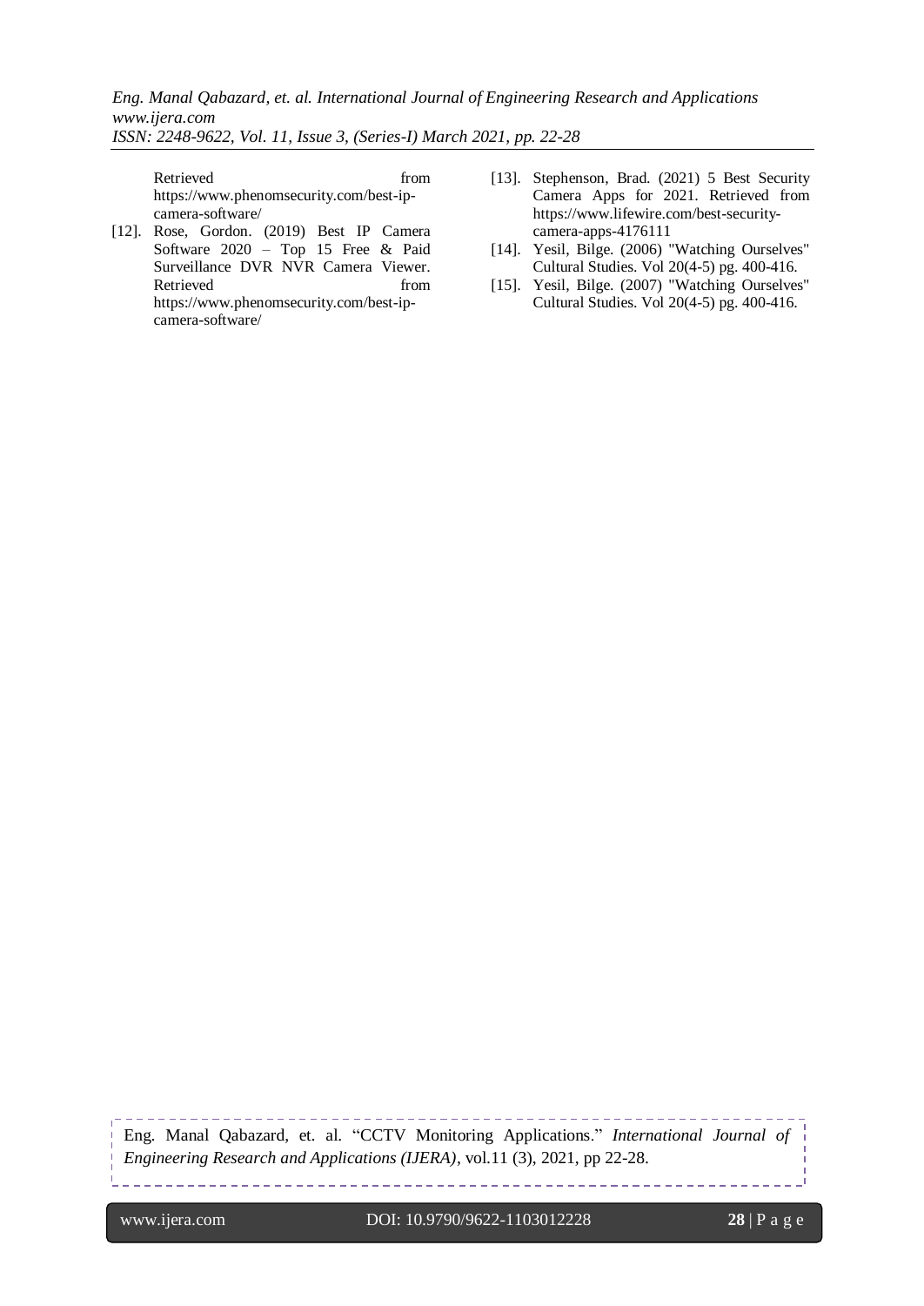Retrieved from https://www.phenomsecurity.com/best-ip-camera-software/

[12]. Rose, Gordon. (2019) Best IP Camera Software 2020 – Top 15 Free & Paid Surveillance DVR NVR Camera Viewer. Retrieved from https://www.phenomsecurity.com/best-ip-camera-software/

[13]. Stephenson, Brad. (2021) 5 Best Security Camera Apps for 2021. Retrieved from https://www.lifewire.com/best-security-camera-apps-4176111

[14]. Yesil, Bilge. (2006) "Watching Ourselves" Cultural Studies. Vol 20(4-5) pg. 400-416.

[15]. Yesil, Bilge. (2007) "Watching Ourselves" Cultural Studies. Vol 20(4-5) pg. 400-416.

Eng. Manal Qabazard, et. al. "CCTV Monitoring Applications." *International Journal of Engineering Research and Applications (IJERA)*, vol.11 (3), 2021, pp 22-28.